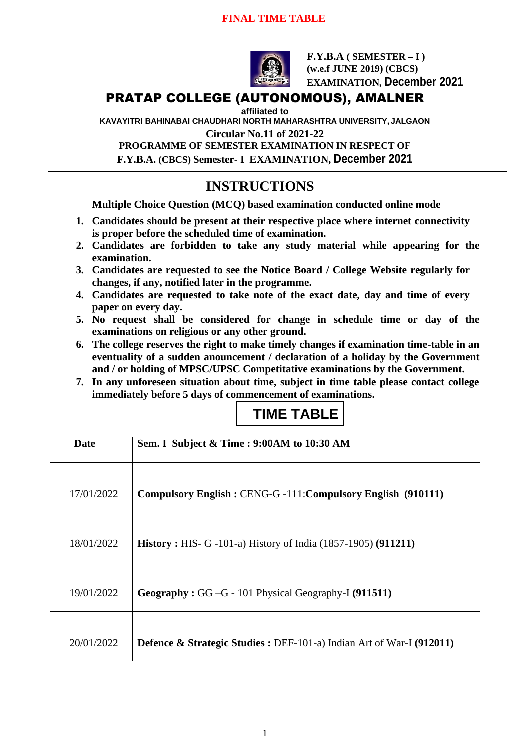**FINAL TIME TABLE**

**F.Y.B.A ( SEMESTER – I )**
**(w.e.f JUNE 2019) (CBCS)**
**EXAMINATION, December 2021**

# PRATAP COLLEGE (AUTONOMOUS), AMALNER

**affiliated to**

**KAVAYITRI BAHINABAI CHAUDHARI NORTH MAHARASHTRA UNIVERSITY, JALGAON**

**Circular No.11 of 2021-22**

**PROGRAMME OF SEMESTER EXAMINATION IN RESPECT OF**

**F.Y.B.A. (CBCS) Semester- I EXAMINATION, December 2021**

## INSTRUCTIONS

**Multiple Choice Question (MCQ) based examination conducted online mode**

1. **Candidates should be present at their respective place where internet connectivity is proper before the scheduled time of examination.**
2. **Candidates are forbidden to take any study material while appearing for the examination.**
3. **Candidates are requested to see the Notice Board / College Website regularly for changes, if any, notified later in the programme.**
4. **Candidates are requested to take note of the exact date, day and time of every paper on every day.**
5. **No request shall be considered for change in schedule time or day of the examinations on religious or any other ground.**
6. **The college reserves the right to make timely changes if examination time-table in an eventuality of a sudden anouncement / declaration of a holiday by the Government and / or holding of MPSC/UPSC Competitative examinations by the Government.**
7. **In any unforeseen situation about time, subject in time table please contact college immediately before 5 days of commencement of examinations.**

## TIME TABLE

| Date | Sem. I Subject & Time : 9:00AM to 10:30 AM |
|---|---|
| 17/01/2022 | **Compulsory English :** CENG-G -111:**Compulsory English (910111)** |
| 18/01/2022 | **History :** HIS- G -101-a) History of India (1857-1905) **(911211)** |
| 19/01/2022 | **Geography :** GG –G - 101 Physical Geography-I **(911511)** |
| 20/01/2022 | **Defence & Strategic Studies :** DEF-101-a) Indian Art of War-I **(912011)** |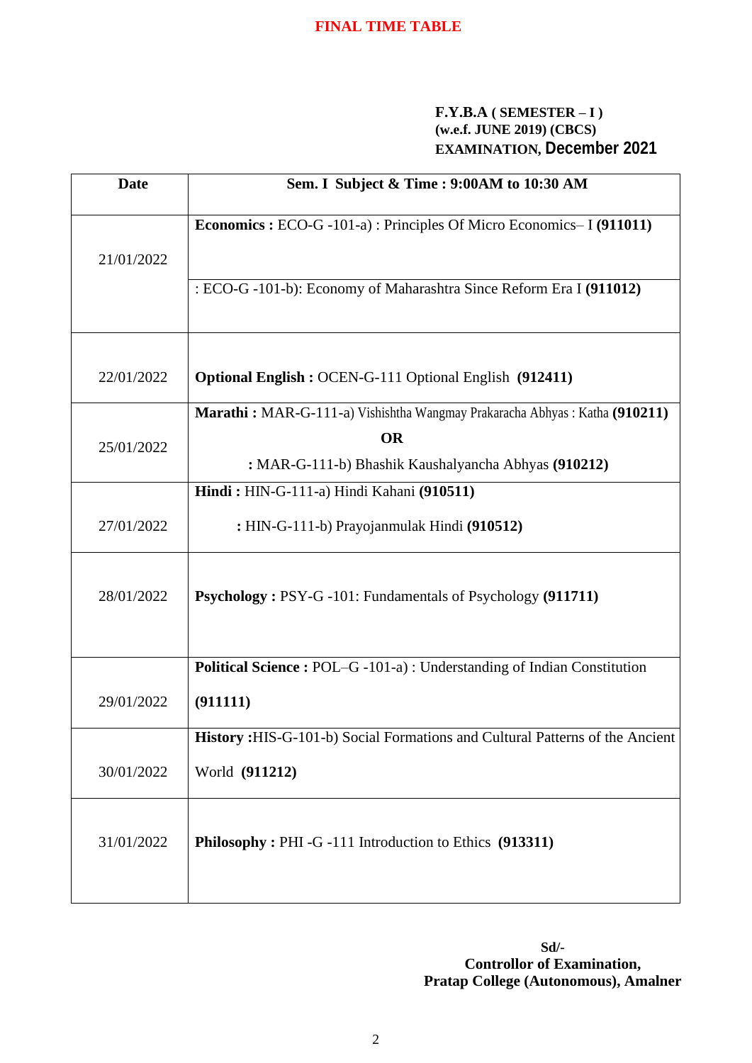**FINAL TIME TABLE**

**F.Y.B.A ( SEMESTER – I )**
**(w.e.f. JUNE 2019) (CBCS)**
**EXAMINATION, December 2021**

| Date | Sem. I Subject & Time : 9:00AM to 10:30 AM |
|---|---|
| 21/01/2022 | **Economics :** ECO-G -101-a) : Principles Of Micro Economics– I **(911011)** |
| | : ECO-G -101-b): Economy of Maharashtra Since Reform Era I **(911012)** |
| 22/01/2022 | **Optional English :** OCEN-G-111 Optional English **(912411)** |
| 25/01/2022 | **Marathi :** MAR-G-111-a) Vishishtha Wangmay Prakaracha Abhyas : Katha **(910211)** **OR** : MAR-G-111-b) Bhashik Kaushalyancha Abhyas **(910212)** |
| 27/01/2022 | **Hindi :** HIN-G-111-a) Hindi Kahani **(910511)** : HIN-G-111-b) Prayojanmulak Hindi **(910512)** |
| 28/01/2022 | **Psychology :** PSY-G -101: Fundamentals of Psychology **(911711)** |
| 29/01/2022 | **Political Science :** POL–G -101-a) : Understanding of Indian Constitution **(911111)** |
| 30/01/2022 | **History :**HIS-G-101-b) Social Formations and Cultural Patterns of the Ancient World **(911212)** |
| 31/01/2022 | **Philosophy :** PHI -G -111 Introduction to Ethics **(913311)** |

**Sd/-**
**Controllor of Examination,**
**Pratap College (Autonomous), Amalner**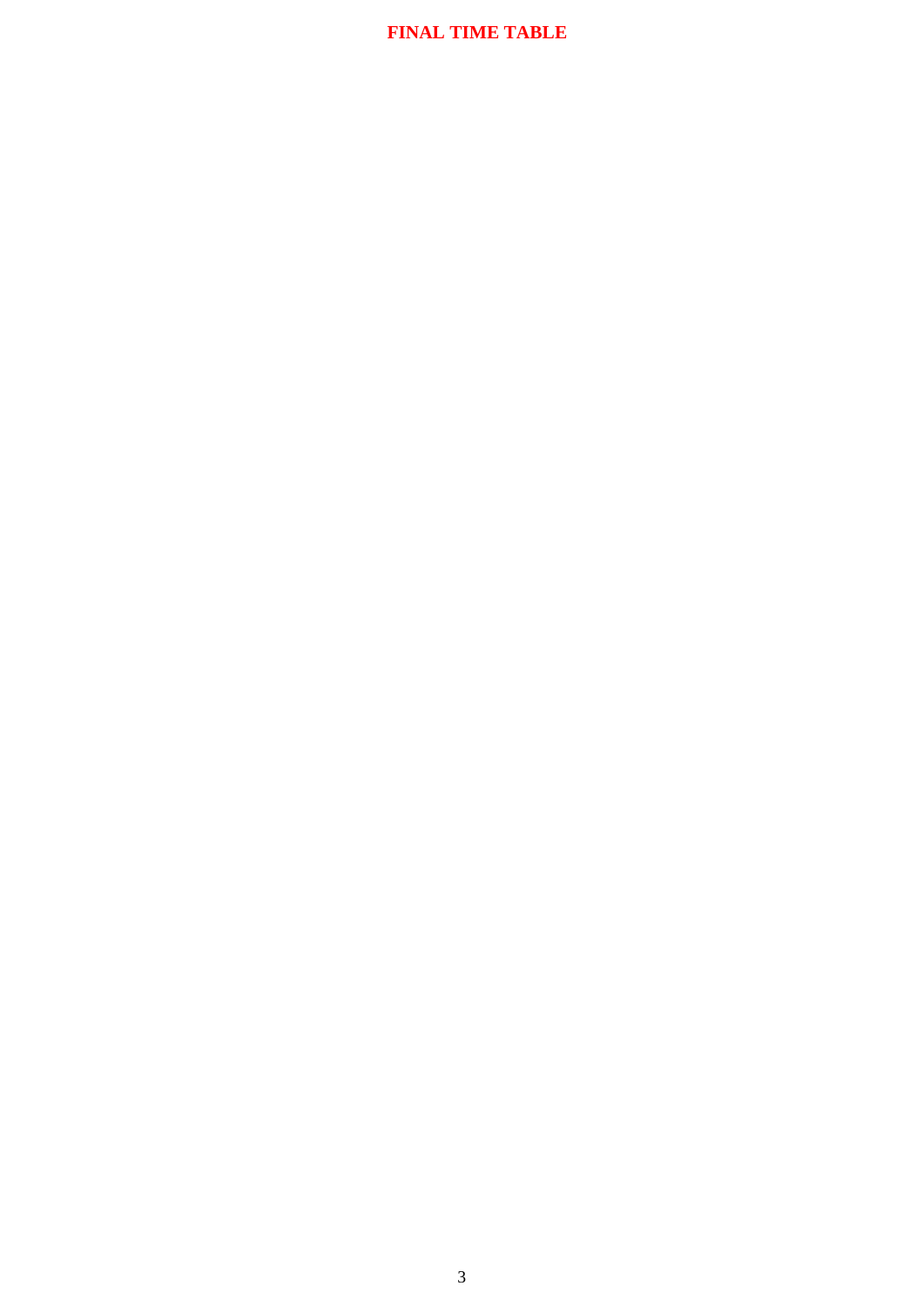# FINAL TIME TABLE